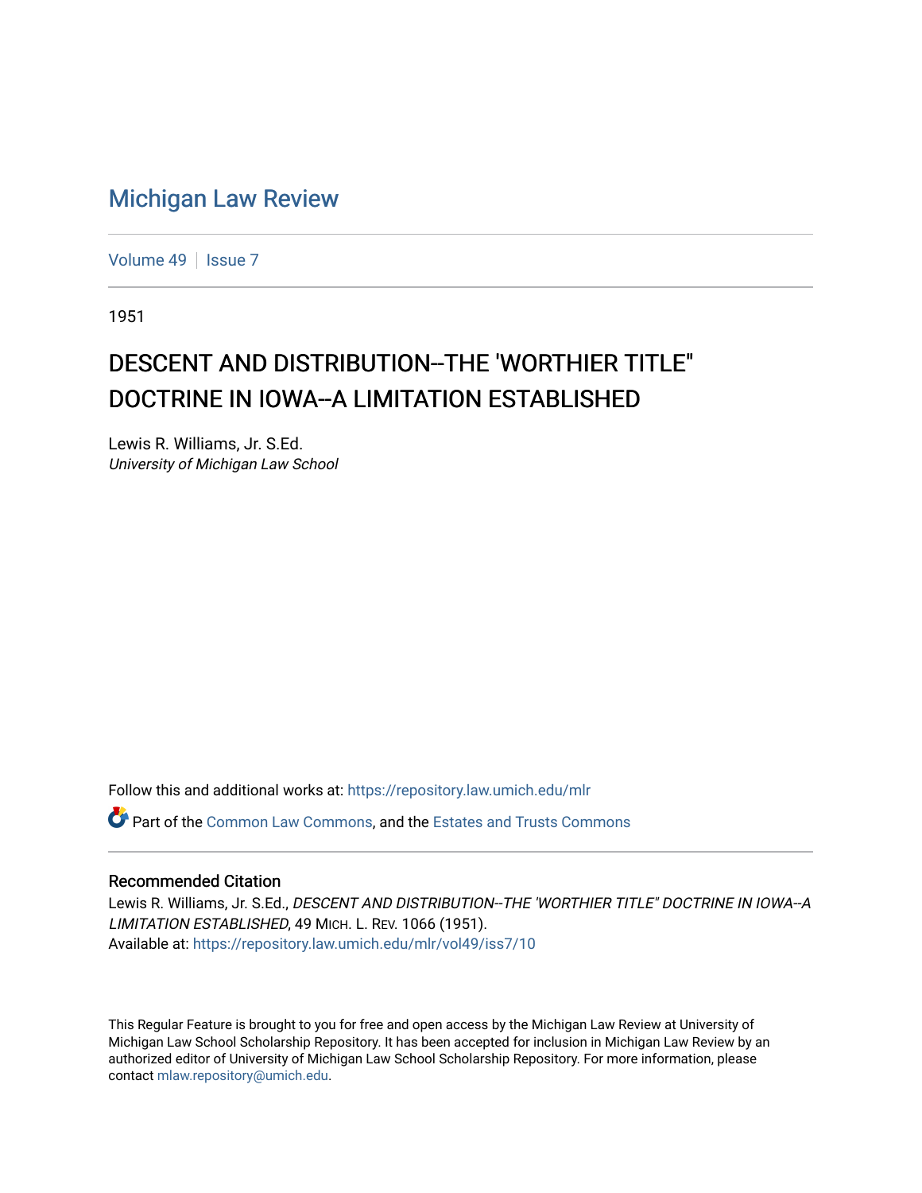# Michigan Law Review

Volume 49 | Issue 7

1951

## DESCENT AND DISTRIBUTION--THE 'WORTHIER TITLE" DOCTRINE IN IOWA--A LIMITATION ESTABLISHED

Lewis R. Williams, Jr. S.Ed.
*University of Michigan Law School*

Follow this and additional works at: https://repository.law.umich.edu/mlr

Part of the Common Law Commons, and the Estates and Trusts Commons

### Recommended Citation

Lewis R. Williams, Jr. S.Ed., *DESCENT AND DISTRIBUTION--THE 'WORTHIER TITLE" DOCTRINE IN IOWA--A LIMITATION ESTABLISHED*, 49 MICH. L. REV. 1066 (1951).
Available at: https://repository.law.umich.edu/mlr/vol49/iss7/10

This Regular Feature is brought to you for free and open access by the Michigan Law Review at University of Michigan Law School Scholarship Repository. It has been accepted for inclusion in Michigan Law Review by an authorized editor of University of Michigan Law School Scholarship Repository. For more information, please contact mlaw.repository@umich.edu.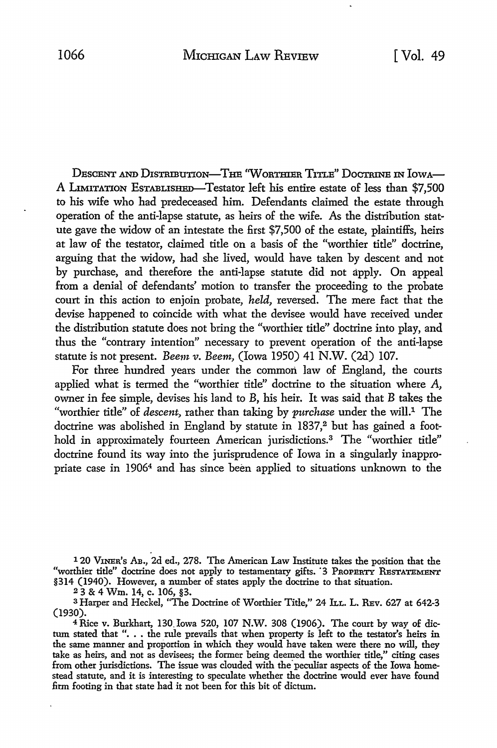DESCENT AND DISTRIBUTION—THE "WORTHIER TITLE" DOCTRINE IN IOWA—A LIMITATION ESTABLISHED—Testator left his entire estate of less than $7,500 to his wife who had predeceased him. Defendants claimed the estate through operation of the anti-lapse statute, as heirs of the wife. As the distribution statute gave the widow of an intestate the first $7,500 of the estate, plaintiffs, heirs at law of the testator, claimed title on a basis of the "worthier title" doctrine, arguing that the widow, had she lived, would have taken by descent and not by purchase, and therefore the anti-lapse statute did not apply. On appeal from a denial of defendants' motion to transfer the proceeding to the probate court in this action to enjoin probate, *held,* reversed. The mere fact that the devise happened to coincide with what the devisee would have received under the distribution statute does not bring the "worthier title" doctrine into play, and thus the "contrary intention" necessary to prevent operation of the anti-lapse statute is not present. *Beem v. Beem,* (Iowa 1950) 41 N.W. (2d) 107.

For three hundred years under the common law of England, the courts applied what is termed the "worthier title" doctrine to the situation where *A,* owner in fee simple, devises his land to *B,* his heir. It was said that *B* takes the "worthier title" of *descent,* rather than taking by *purchase* under the will.[1] The doctrine was abolished in England by statute in 1837,[2] but has gained a foothold in approximately fourteen American jurisdictions.[3] The "worthier title" doctrine found its way into the jurisprudence of Iowa in a singularly inappropriate case in 1906[4] and has since been applied to situations unknown to the

---

[1] 20 VINER'S AB., 2d ed., 278. The American Law Institute takes the position that the "worthier title" doctrine does not apply to testamentary gifts. 3 PROPERTY RESTATEMENT §314 (1940). However, a number of states apply the doctrine to that situation.

[2] 3 & 4 Wm. 14, c. 106, §3.

[3] Harper and Heckel, "The Doctrine of Worthier Title," 24 ILL. L. REV. 627 at 642-3 (1930).

[4] Rice v. Burkhart, 130 Iowa 520, 107 N.W. 308 (1906). The court by way of dictum stated that ". . . the rule prevails that when property is left to the testator's heirs in the same manner and proportion in which they would have taken were there no will, they take as heirs, and not as devisees; the former being deemed the worthier title," citing cases from other jurisdictions. The issue was clouded with the peculiar aspects of the Iowa homestead statute, and it is interesting to speculate whether the doctrine would ever have found firm footing in that state had it not been for this bit of dictum.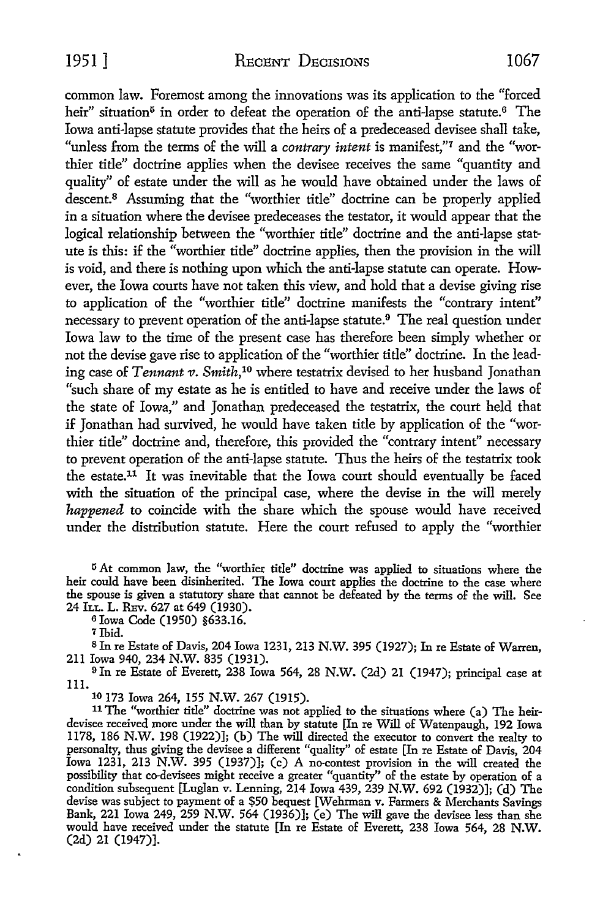common law. Foremost among the innovations was its application to the "forced heir" situation[5] in order to defeat the operation of the anti-lapse statute.[6] The Iowa anti-lapse statute provides that the heirs of a predeceased devisee shall take, "unless from the terms of the will a *contrary intent* is manifest,"[7] and the "worthier title" doctrine applies when the devisee receives the same "quantity and quality" of estate under the will as he would have obtained under the laws of descent.[8] Assuming that the "worthier title" doctrine can be properly applied in a situation where the devisee predeceases the testator, it would appear that the logical relationship between the "worthier title" doctrine and the anti-lapse statute is this: if the "worthier title" doctrine applies, then the provision in the will is void, and there is nothing upon which the anti-lapse statute can operate. However, the Iowa courts have not taken this view, and hold that a devise giving rise to application of the "worthier title" doctrine manifests the "contrary intent" necessary to prevent operation of the anti-lapse statute.[9] The real question under Iowa law to the time of the present case has therefore been simply whether or not the devise gave rise to application of the "worthier title" doctrine. In the leading case of *Tennant v. Smith*,[10] where testatrix devised to her husband Jonathan "such share of my estate as he is entitled to have and receive under the laws of the state of Iowa," and Jonathan predeceased the testatrix, the court held that if Jonathan had survived, he would have taken title by application of the "worthier title" doctrine and, therefore, this provided the "contrary intent" necessary to prevent operation of the anti-lapse statute. Thus the heirs of the testatrix took the estate.[11] It was inevitable that the Iowa court should eventually be faced with the situation of the principal case, where the devise in the will merely *happened* to coincide with the share which the spouse would have received under the distribution statute. Here the court refused to apply the "worthier

---

[5] At common law, the "worthier title" doctrine was applied to situations where the heir could have been disinherited. The Iowa court applies the doctrine to the case where the spouse is given a statutory share that cannot be defeated by the terms of the will. See 24 ILL. L. REV. 627 at 649 (1930).

[6] Iowa Code (1950) §633.16.

[7] Ibid.

[8] In re Estate of Davis, 204 Iowa 1231, 213 N.W. 395 (1927); In re Estate of Warren, 211 Iowa 940, 234 N.W. 835 (1931).

[9] In re Estate of Everett, 238 Iowa 564, 28 N.W. (2d) 21 (1947); principal case at 111.

[10] 173 Iowa 264, 155 N.W. 267 (1915).

[11] The "worthier title" doctrine was not applied to the situations where (a) The heir-devisee received more under the will than by statute [In re Will of Watenpaugh, 192 Iowa 1178, 186 N.W. 198 (1922)]; (b) The will directed the executor to convert the realty to personalty, thus giving the devisee a different "quality" of estate [In re Estate of Davis, 204 Iowa 1231, 213 N.W. 395 (1937)]; (c) A no-contest provision in the will created the possibility that co-devisees might receive a greater "quantity" of the estate by operation of a condition subsequent [Luglan v. Lenning, 214 Iowa 439, 239 N.W. 692 (1932)]; (d) The devise was subject to payment of a $50 bequest [Wehrman v. Farmers & Merchants Savings Bank, 221 Iowa 249, 259 N.W. 564 (1936)]; (e) The will gave the devisee less than she would have received under the statute [In re Estate of Everett, 238 Iowa 564, 28 N.W. (2d) 21 (1947)].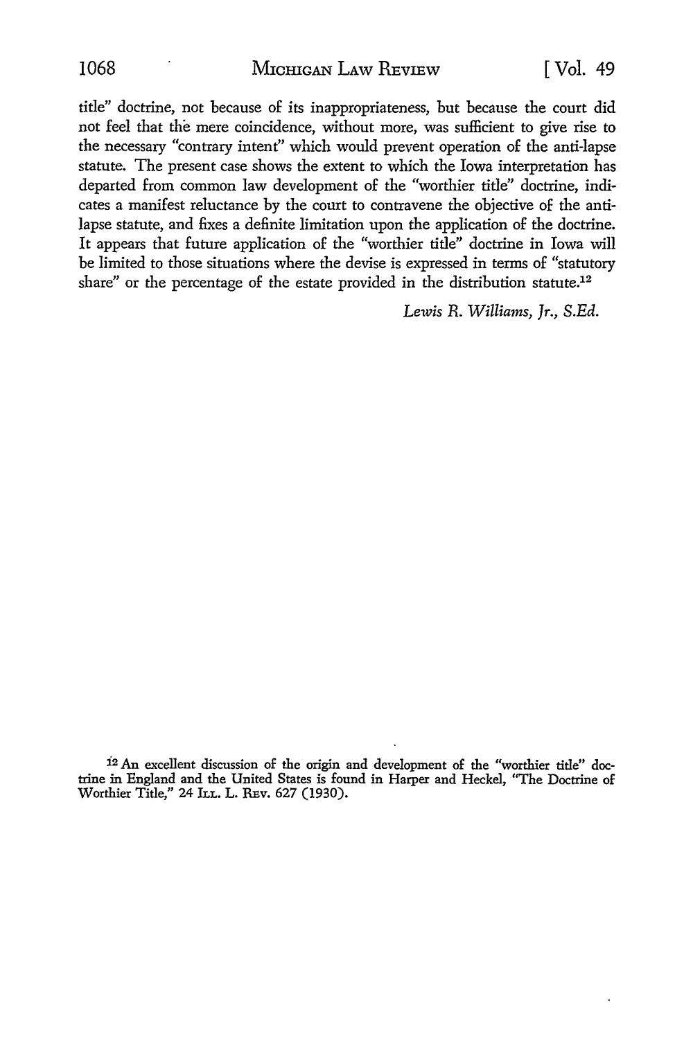title" doctrine, not because of its inappropriateness, but because the court did not feel that the mere coincidence, without more, was sufficient to give rise to the necessary "contrary intent" which would prevent operation of the anti-lapse statute. The present case shows the extent to which the Iowa interpretation has departed from common law development of the "worthier title" doctrine, indicates a manifest reluctance by the court to contravene the objective of the anti-lapse statute, and fixes a definite limitation upon the application of the doctrine. It appears that future application of the "worthier title" doctrine in Iowa will be limited to those situations where the devise is expressed in terms of "statutory share" or the percentage of the estate provided in the distribution statute.[12]

*Lewis R. Williams, Jr., S.Ed.*

---

[12] An excellent discussion of the origin and development of the "worthier title" doctrine in England and the United States is found in Harper and Heckel, "The Doctrine of Worthier Title," 24 ILL. L. REV. 627 (1930).